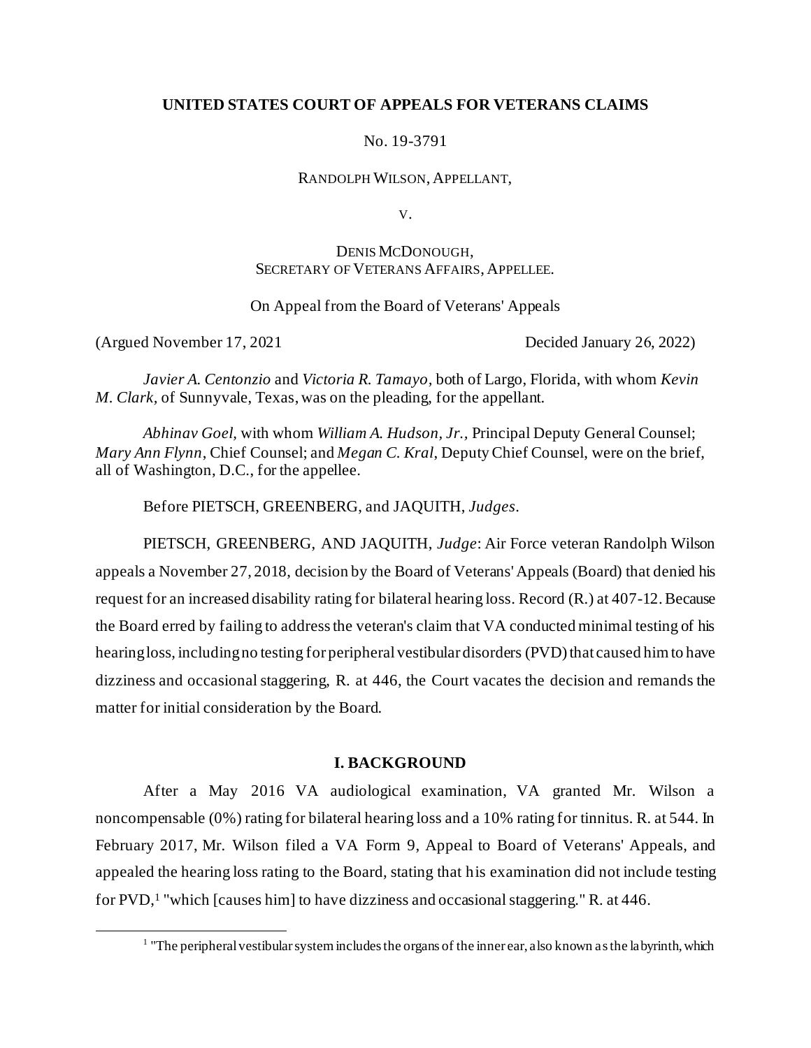**UNITED STATES COURT OF APPEALS FOR VETERANS CLAIMS**

No. 19-3791

RANDOLPH WILSON, APPELLANT,

V.

DENIS MCDONOUGH,
SECRETARY OF VETERANS AFFAIRS, APPELLEE.

On Appeal from the Board of Veterans' Appeals

(Argued November 17, 2021 Decided January 26, 2022)

*Javier A. Centonzio* and *Victoria R. Tamayo*, both of Largo, Florida, with whom *Kevin M. Clark*, of Sunnyvale, Texas, was on the pleading, for the appellant.

*Abhinav Goel*, with whom *William A. Hudson, Jr.*, Principal Deputy General Counsel; *Mary Ann Flynn*, Chief Counsel; and *Megan C. Kral*, Deputy Chief Counsel, were on the brief, all of Washington, D.C., for the appellee.

Before PIETSCH, GREENBERG, and JAQUITH, *Judges*.

PIETSCH, GREENBERG, AND JAQUITH, *Judge*: Air Force veteran Randolph Wilson appeals a November 27, 2018, decision by the Board of Veterans' Appeals (Board) that denied his request for an increased disability rating for bilateral hearing loss. Record (R.) at 407-12. Because the Board erred by failing to address the veteran's claim that VA conducted minimal testing of his hearing loss, including no testing for peripheral vestibular disorders (PVD) that caused him to have dizziness and occasional staggering, R. at 446, the Court vacates the decision and remands the matter for initial consideration by the Board.

## I. BACKGROUND

After a May 2016 VA audiological examination, VA granted Mr. Wilson a noncompensable (0%) rating for bilateral hearing loss and a 10% rating for tinnitus. R. at 544. In February 2017, Mr. Wilson filed a VA Form 9, Appeal to Board of Veterans' Appeals, and appealed the hearing loss rating to the Board, stating that his examination did not include testing for PVD,[1] "which [causes him] to have dizziness and occasional staggering." R. at 446.

[1] "The peripheral vestibular system includes the organs of the inner ear, also known as the labyrinth, which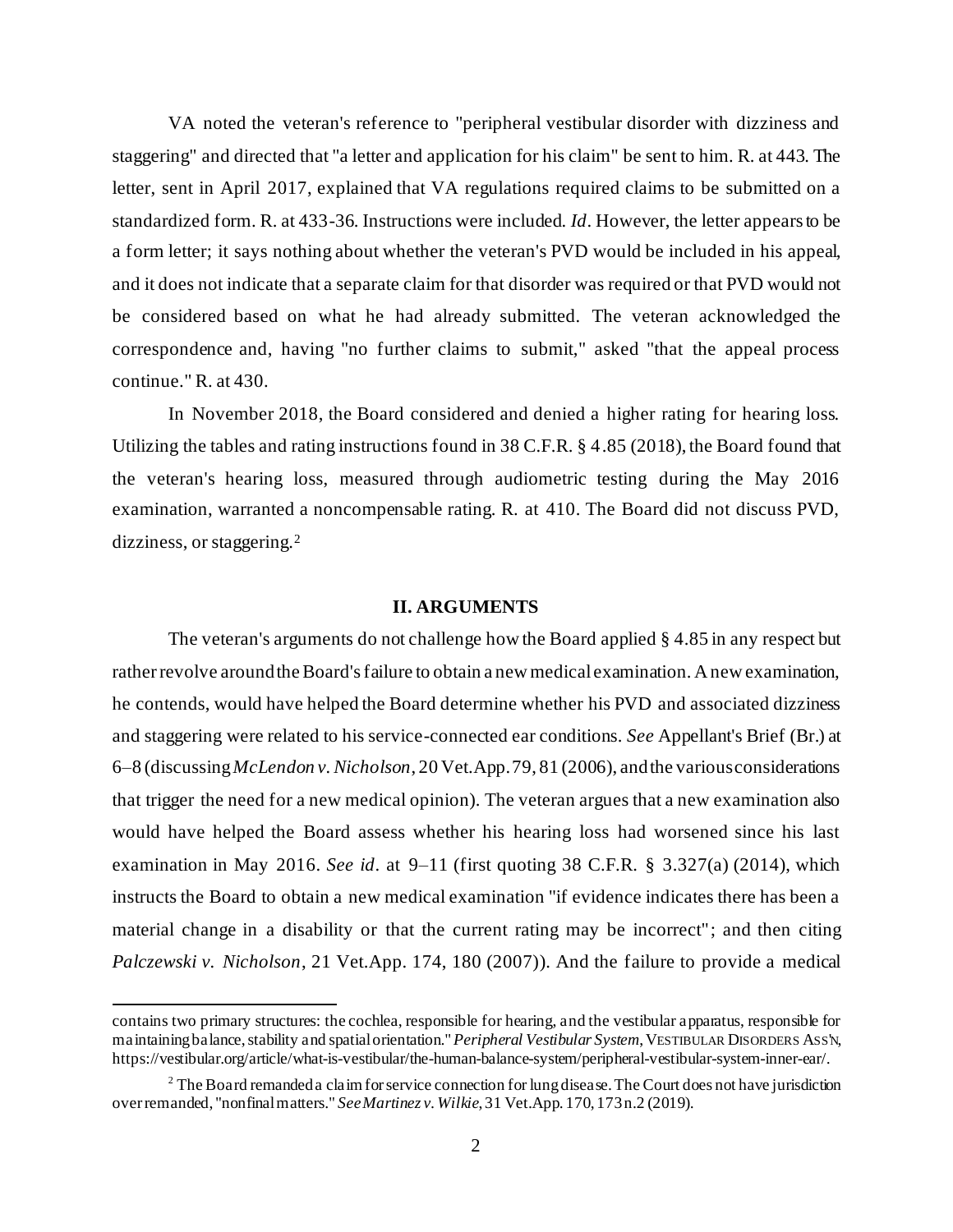VA noted the veteran's reference to "peripheral vestibular disorder with dizziness and staggering" and directed that "a letter and application for his claim" be sent to him. R. at 443. The letter, sent in April 2017, explained that VA regulations required claims to be submitted on a standardized form. R. at 433-36. Instructions were included. *Id*. However, the letter appears to be a form letter; it says nothing about whether the veteran's PVD would be included in his appeal, and it does not indicate that a separate claim for that disorder was required or that PVD would not be considered based on what he had already submitted. The veteran acknowledged the correspondence and, having "no further claims to submit," asked "that the appeal process continue." R. at 430.

In November 2018, the Board considered and denied a higher rating for hearing loss. Utilizing the tables and rating instructions found in 38 C.F.R. § 4.85 (2018), the Board found that the veteran's hearing loss, measured through audiometric testing during the May 2016 examination, warranted a noncompensable rating. R. at 410. The Board did not discuss PVD, dizziness, or staggering.[2]

## II. ARGUMENTS

The veteran's arguments do not challenge how the Board applied § 4.85 in any respect but rather revolve around the Board's failure to obtain a new medical examination. A new examination, he contends, would have helped the Board determine whether his PVD and associated dizziness and staggering were related to his service-connected ear conditions. *See* Appellant's Brief (Br.) at 6–8 (discussing *McLendon v. Nicholson*, 20 Vet.App. 79, 81 (2006), and the various considerations that trigger the need for a new medical opinion). The veteran argues that a new examination also would have helped the Board assess whether his hearing loss had worsened since his last examination in May 2016. *See id*. at 9–11 (first quoting 38 C.F.R. § 3.327(a) (2014), which instructs the Board to obtain a new medical examination "if evidence indicates there has been a material change in a disability or that the current rating may be incorrect"; and then citing *Palczewski v. Nicholson*, 21 Vet.App. 174, 180 (2007)). And the failure to provide a medical

---

contains two primary structures: the cochlea, responsible for hearing, and the vestibular apparatus, responsible for maintaining balance, stability and spatial orientation." *Peripheral Vestibular System*, VESTIBULAR DISORDERS ASS'N, https://vestibular.org/article/what-is-vestibular/the-human-balance-system/peripheral-vestibular-system-inner-ear/.

[2] The Board remanded a claim for service connection for lung disease. The Court does not have jurisdiction over remanded, "nonfinal matters." *See Martinez v. Wilkie*, 31 Vet.App. 170, 173 n.2 (2019).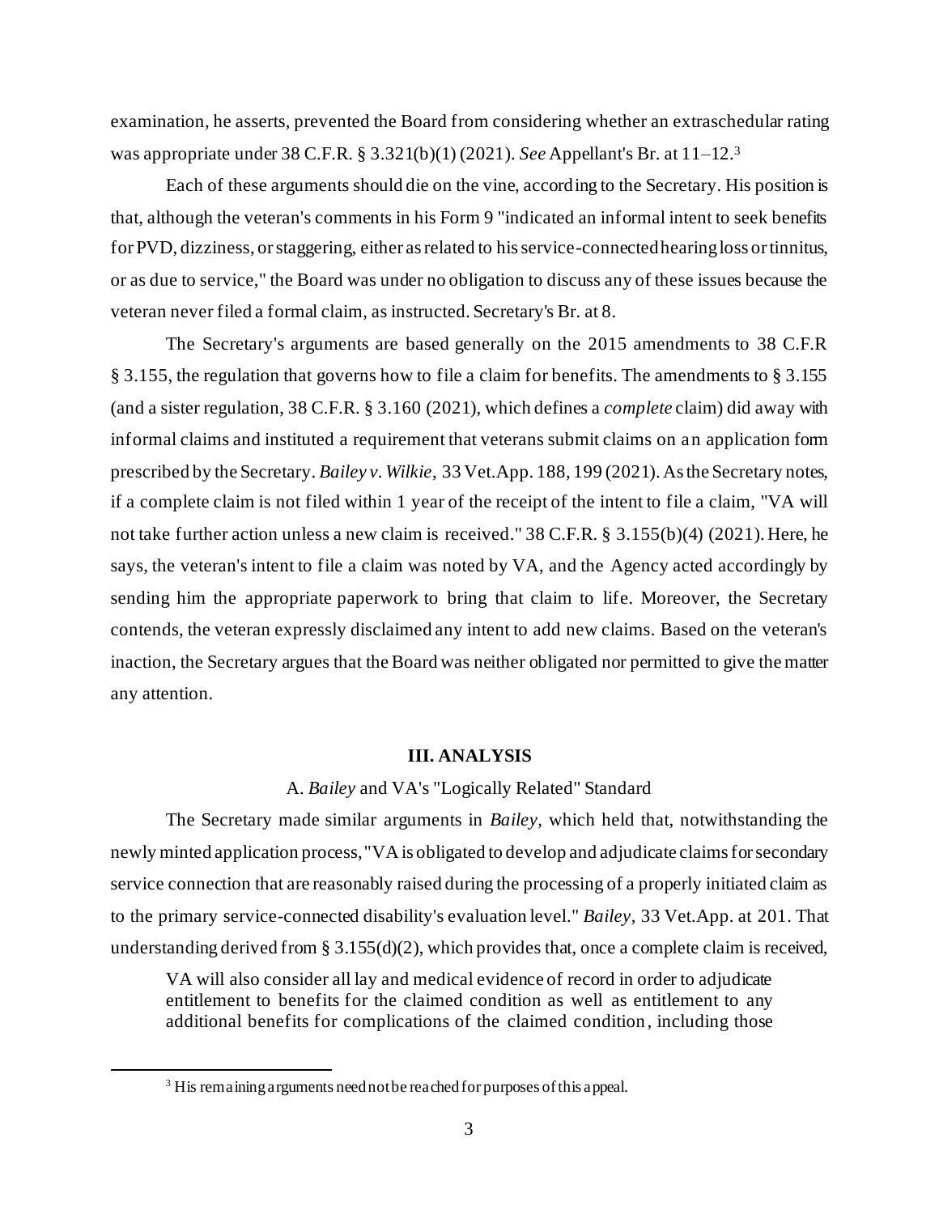examination, he asserts, prevented the Board from considering whether an extraschedular rating was appropriate under 38 C.F.R. § 3.321(b)(1) (2021). *See* Appellant's Br. at 11–12.[3]

Each of these arguments should die on the vine, according to the Secretary. His position is that, although the veteran's comments in his Form 9 "indicated an informal intent to seek benefits for PVD, dizziness, or staggering, either as related to his service-connected hearing loss or tinnitus, or as due to service," the Board was under no obligation to discuss any of these issues because the veteran never filed a formal claim, as instructed. Secretary's Br. at 8.

The Secretary's arguments are based generally on the 2015 amendments to 38 C.F.R § 3.155, the regulation that governs how to file a claim for benefits. The amendments to § 3.155 (and a sister regulation, 38 C.F.R. § 3.160 (2021), which defines a *complete* claim) did away with informal claims and instituted a requirement that veterans submit claims on an application form prescribed by the Secretary. *Bailey v. Wilkie*, 33 Vet.App. 188, 199 (2021). As the Secretary notes, if a complete claim is not filed within 1 year of the receipt of the intent to file a claim, "VA will not take further action unless a new claim is received." 38 C.F.R. § 3.155(b)(4) (2021). Here, he says, the veteran's intent to file a claim was noted by VA, and the Agency acted accordingly by sending him the appropriate paperwork to bring that claim to life. Moreover, the Secretary contends, the veteran expressly disclaimed any intent to add new claims. Based on the veteran's inaction, the Secretary argues that the Board was neither obligated nor permitted to give the matter any attention.

## III. ANALYSIS

### A. *Bailey* and VA's "Logically Related" Standard

The Secretary made similar arguments in *Bailey*, which held that, notwithstanding the newly minted application process, "VA is obligated to develop and adjudicate claims for secondary service connection that are reasonably raised during the processing of a properly initiated claim as to the primary service-connected disability's evaluation level." *Bailey*, 33 Vet.App. at 201. That understanding derived from § 3.155(d)(2), which provides that, once a complete claim is received,

> VA will also consider all lay and medical evidence of record in order to adjudicate entitlement to benefits for the claimed condition as well as entitlement to any additional benefits for complications of the claimed condition, including those

[3] His remaining arguments need not be reached for purposes of this appeal.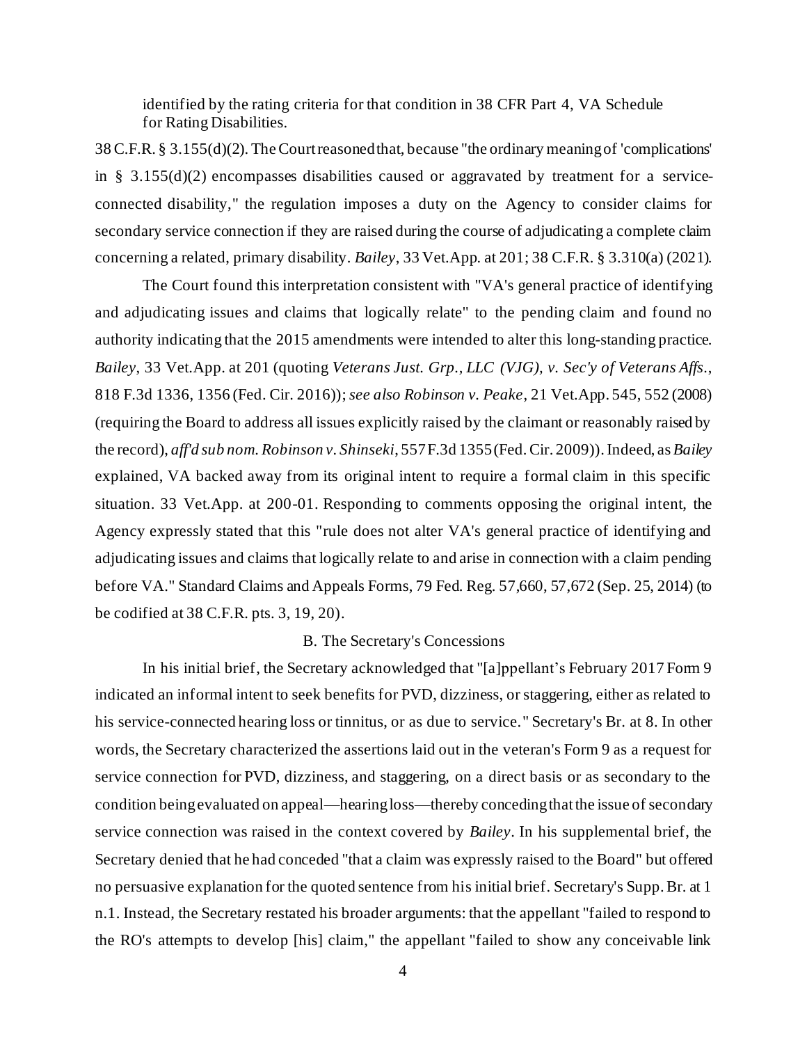identified by the rating criteria for that condition in 38 CFR Part 4, VA Schedule for Rating Disabilities.

38 C.F.R. § 3.155(d)(2). The Court reasoned that, because "the ordinary meaning of 'complications' in § 3.155(d)(2) encompasses disabilities caused or aggravated by treatment for a service-connected disability," the regulation imposes a duty on the Agency to consider claims for secondary service connection if they are raised during the course of adjudicating a complete claim concerning a related, primary disability. *Bailey*, 33 Vet.App. at 201; 38 C.F.R. § 3.310(a) (2021).

The Court found this interpretation consistent with "VA's general practice of identifying and adjudicating issues and claims that logically relate" to the pending claim and found no authority indicating that the 2015 amendments were intended to alter this long-standing practice. *Bailey*, 33 Vet.App. at 201 (quoting *Veterans Just. Grp., LLC (VJG), v. Sec'y of Veterans Affs.*, 818 F.3d 1336, 1356 (Fed. Cir. 2016)); *see also Robinson v. Peake*, 21 Vet.App. 545, 552 (2008) (requiring the Board to address all issues explicitly raised by the claimant or reasonably raised by the record), *aff'd sub nom. Robinson v. Shinseki*, 557 F.3d 1355 (Fed. Cir. 2009)). Indeed, as *Bailey* explained, VA backed away from its original intent to require a formal claim in this specific situation. 33 Vet.App. at 200-01. Responding to comments opposing the original intent, the Agency expressly stated that this "rule does not alter VA's general practice of identifying and adjudicating issues and claims that logically relate to and arise in connection with a claim pending before VA." Standard Claims and Appeals Forms, 79 Fed. Reg. 57,660, 57,672 (Sep. 25, 2014) (to be codified at 38 C.F.R. pts. 3, 19, 20).

B. The Secretary's Concessions

In his initial brief, the Secretary acknowledged that "[a]ppellant's February 2017 Form 9 indicated an informal intent to seek benefits for PVD, dizziness, or staggering, either as related to his service-connected hearing loss or tinnitus, or as due to service." Secretary's Br. at 8. In other words, the Secretary characterized the assertions laid out in the veteran's Form 9 as a request for service connection for PVD, dizziness, and staggering, on a direct basis or as secondary to the condition being evaluated on appeal—hearing loss—thereby conceding that the issue of secondary service connection was raised in the context covered by *Bailey*. In his supplemental brief, the Secretary denied that he had conceded "that a claim was expressly raised to the Board" but offered no persuasive explanation for the quoted sentence from his initial brief. Secretary's Supp. Br. at 1 n.1. Instead, the Secretary restated his broader arguments: that the appellant "failed to respond to the RO's attempts to develop [his] claim," the appellant "failed to show any conceivable link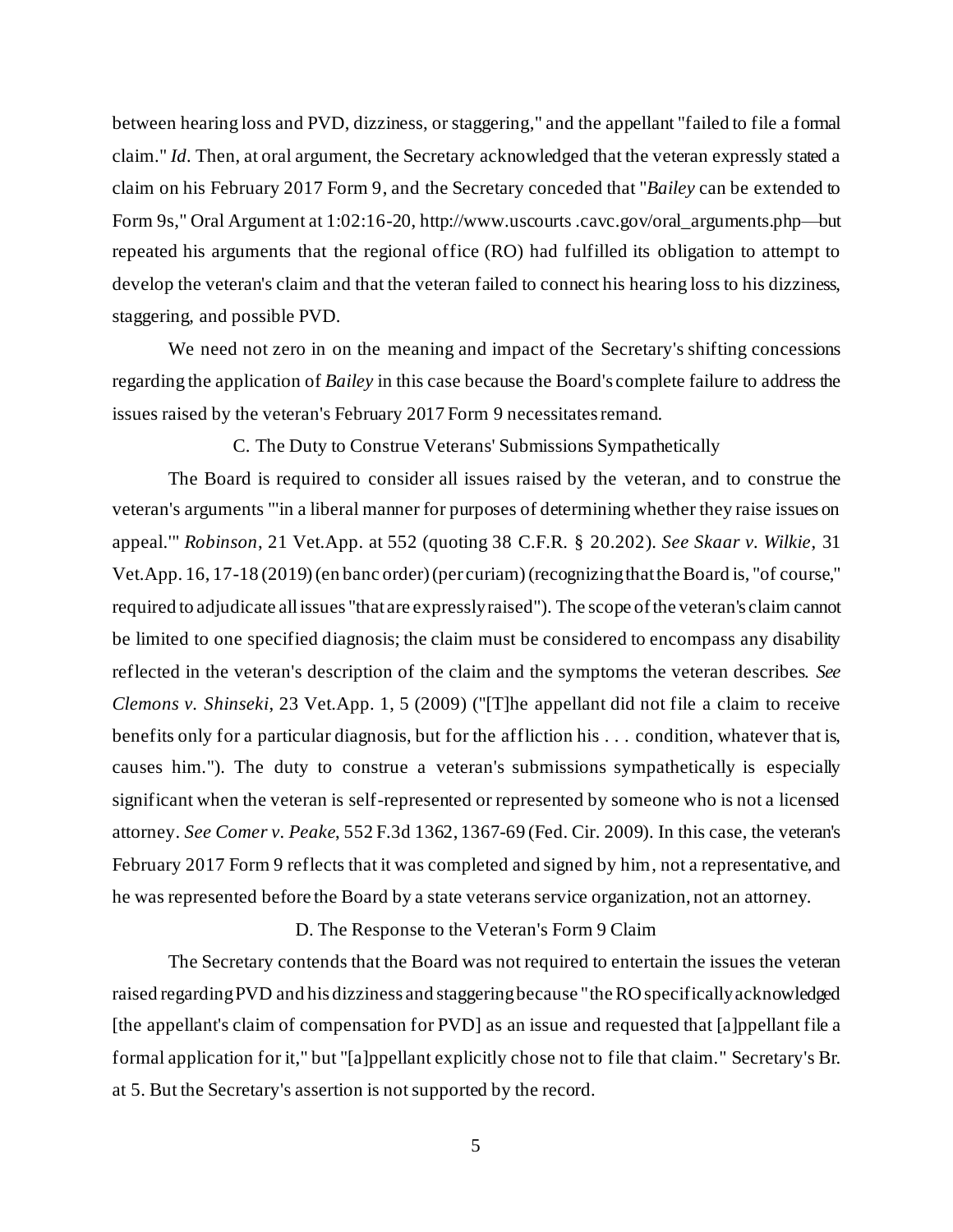between hearing loss and PVD, dizziness, or staggering," and the appellant "failed to file a formal claim." *Id*. Then, at oral argument, the Secretary acknowledged that the veteran expressly stated a claim on his February 2017 Form 9, and the Secretary conceded that "*Bailey* can be extended to Form 9s," Oral Argument at 1:02:16-20, http://www.uscourts .cavc.gov/oral_arguments.php—but repeated his arguments that the regional office (RO) had fulfilled its obligation to attempt to develop the veteran's claim and that the veteran failed to connect his hearing loss to his dizziness, staggering, and possible PVD.

We need not zero in on the meaning and impact of the Secretary's shifting concessions regarding the application of *Bailey* in this case because the Board's complete failure to address the issues raised by the veteran's February 2017 Form 9 necessitates remand.

### C. The Duty to Construe Veterans' Submissions Sympathetically

The Board is required to consider all issues raised by the veteran, and to construe the veteran's arguments "'in a liberal manner for purposes of determining whether they raise issues on appeal.'" *Robinson*, 21 Vet.App. at 552 (quoting 38 C.F.R. § 20.202). *See Skaar v. Wilkie*, 31 Vet.App. 16, 17-18 (2019) (en banc order) (per curiam) (recognizing that the Board is, "of course," required to adjudicate all issues "that are expressly raised"). The scope of the veteran's claim cannot be limited to one specified diagnosis; the claim must be considered to encompass any disability reflected in the veteran's description of the claim and the symptoms the veteran describes. *See Clemons v. Shinseki*, 23 Vet.App. 1, 5 (2009) ("[T]he appellant did not file a claim to receive benefits only for a particular diagnosis, but for the affliction his . . . condition, whatever that is, causes him."). The duty to construe a veteran's submissions sympathetically is especially significant when the veteran is self-represented or represented by someone who is not a licensed attorney. *See Comer v. Peake*, 552 F.3d 1362, 1367-69 (Fed. Cir. 2009). In this case, the veteran's February 2017 Form 9 reflects that it was completed and signed by him, not a representative, and he was represented before the Board by a state veterans service organization, not an attorney.

### D. The Response to the Veteran's Form 9 Claim

The Secretary contends that the Board was not required to entertain the issues the veteran raised regarding PVD and his dizziness and staggering because "the RO specifically acknowledged [the appellant's claim of compensation for PVD] as an issue and requested that [a]ppellant file a formal application for it," but "[a]ppellant explicitly chose not to file that claim." Secretary's Br. at 5. But the Secretary's assertion is not supported by the record.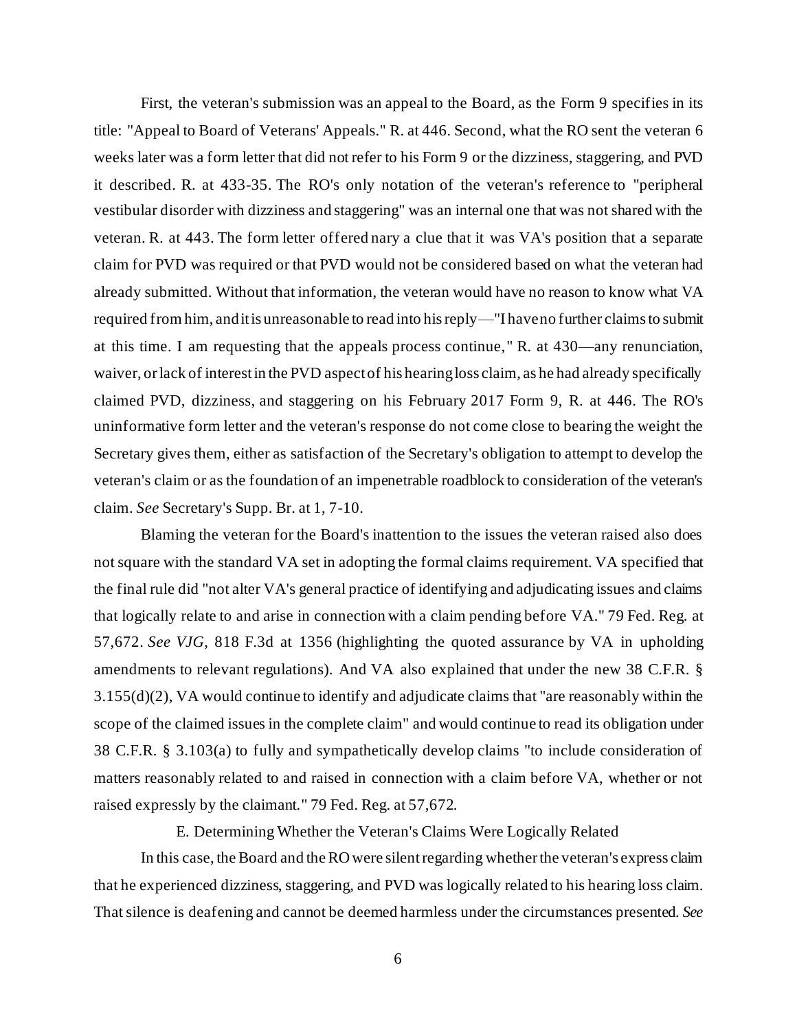First, the veteran's submission was an appeal to the Board, as the Form 9 specifies in its title: "Appeal to Board of Veterans' Appeals." R. at 446. Second, what the RO sent the veteran 6 weeks later was a form letter that did not refer to his Form 9 or the dizziness, staggering, and PVD it described. R. at 433-35. The RO's only notation of the veteran's reference to "peripheral vestibular disorder with dizziness and staggering" was an internal one that was not shared with the veteran. R. at 443. The form letter offered nary a clue that it was VA's position that a separate claim for PVD was required or that PVD would not be considered based on what the veteran had already submitted. Without that information, the veteran would have no reason to know what VA required from him, and it is unreasonable to read into his reply—"I have no further claims to submit at this time. I am requesting that the appeals process continue," R. at 430—any renunciation, waiver, or lack of interest in the PVD aspect of his hearing loss claim, as he had already specifically claimed PVD, dizziness, and staggering on his February 2017 Form 9, R. at 446. The RO's uninformative form letter and the veteran's response do not come close to bearing the weight the Secretary gives them, either as satisfaction of the Secretary's obligation to attempt to develop the veteran's claim or as the foundation of an impenetrable roadblock to consideration of the veteran's claim. *See* Secretary's Supp. Br. at 1, 7-10.

Blaming the veteran for the Board's inattention to the issues the veteran raised also does not square with the standard VA set in adopting the formal claims requirement. VA specified that the final rule did "not alter VA's general practice of identifying and adjudicating issues and claims that logically relate to and arise in connection with a claim pending before VA." 79 Fed. Reg. at 57,672. *See VJG*, 818 F.3d at 1356 (highlighting the quoted assurance by VA in upholding amendments to relevant regulations). And VA also explained that under the new 38 C.F.R. § 3.155(d)(2), VA would continue to identify and adjudicate claims that "are reasonably within the scope of the claimed issues in the complete claim" and would continue to read its obligation under 38 C.F.R. § 3.103(a) to fully and sympathetically develop claims "to include consideration of matters reasonably related to and raised in connection with a claim before VA, whether or not raised expressly by the claimant." 79 Fed. Reg. at 57,672.

### E. Determining Whether the Veteran's Claims Were Logically Related

In this case, the Board and the RO were silent regarding whether the veteran's express claim that he experienced dizziness, staggering, and PVD was logically related to his hearing loss claim. That silence is deafening and cannot be deemed harmless under the circumstances presented. *See*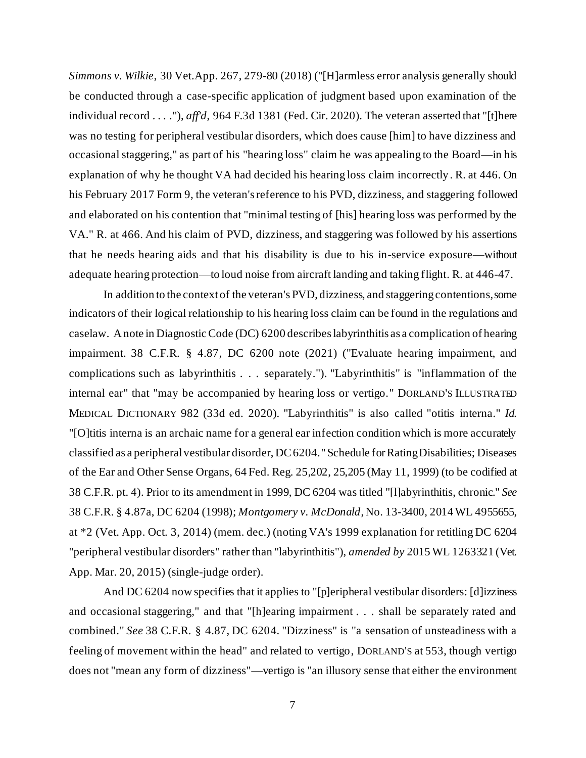*Simmons v. Wilkie*, 30 Vet.App. 267, 279-80 (2018) ("[H]armless error analysis generally should be conducted through a case-specific application of judgment based upon examination of the individual record . . . ."), *aff'd*, 964 F.3d 1381 (Fed. Cir. 2020). The veteran asserted that "[t]here was no testing for peripheral vestibular disorders, which does cause [him] to have dizziness and occasional staggering," as part of his "hearing loss" claim he was appealing to the Board—in his explanation of why he thought VA had decided his hearing loss claim incorrectly. R. at 446. On his February 2017 Form 9, the veteran's reference to his PVD, dizziness, and staggering followed and elaborated on his contention that "minimal testing of [his] hearing loss was performed by the VA." R. at 466. And his claim of PVD, dizziness, and staggering was followed by his assertions that he needs hearing aids and that his disability is due to his in-service exposure—without adequate hearing protection—to loud noise from aircraft landing and taking flight. R. at 446-47.

In addition to the context of the veteran's PVD, dizziness, and staggering contentions, some indicators of their logical relationship to his hearing loss claim can be found in the regulations and caselaw. A note in Diagnostic Code (DC) 6200 describes labyrinthitis as a complication of hearing impairment. 38 C.F.R. § 4.87, DC 6200 note (2021) ("Evaluate hearing impairment, and complications such as labyrinthitis . . . separately."). "Labyrinthitis" is "inflammation of the internal ear" that "may be accompanied by hearing loss or vertigo." DORLAND'S ILLUSTRATED MEDICAL DICTIONARY 982 (33d ed. 2020). "Labyrinthitis" is also called "otitis interna." *Id.* "[O]titis interna is an archaic name for a general ear infection condition which is more accurately classified as a peripheral vestibular disorder, DC 6204." Schedule for Rating Disabilities; Diseases of the Ear and Other Sense Organs, 64 Fed. Reg. 25,202, 25,205 (May 11, 1999) (to be codified at 38 C.F.R. pt. 4). Prior to its amendment in 1999, DC 6204 was titled "[l]abyrinthitis, chronic." *See* 38 C.F.R. § 4.87a, DC 6204 (1998); *Montgomery v. McDonald*, No. 13-3400, 2014 WL 4955655, at *2 (Vet. App. Oct. 3, 2014) (mem. dec.) (noting VA's 1999 explanation for retitling DC 6204 "peripheral vestibular disorders" rather than "labyrinthitis"), *amended by* 2015 WL 1263321 (Vet. App. Mar. 20, 2015) (single-judge order).

And DC 6204 now specifies that it applies to "[p]eripheral vestibular disorders: [d]izziness and occasional staggering," and that "[h]earing impairment . . . shall be separately rated and combined." *See* 38 C.F.R. § 4.87, DC 6204. "Dizziness" is "a sensation of unsteadiness with a feeling of movement within the head" and related to vertigo, DORLAND'S at 553, though vertigo does not "mean any form of dizziness"—vertigo is "an illusory sense that either the environment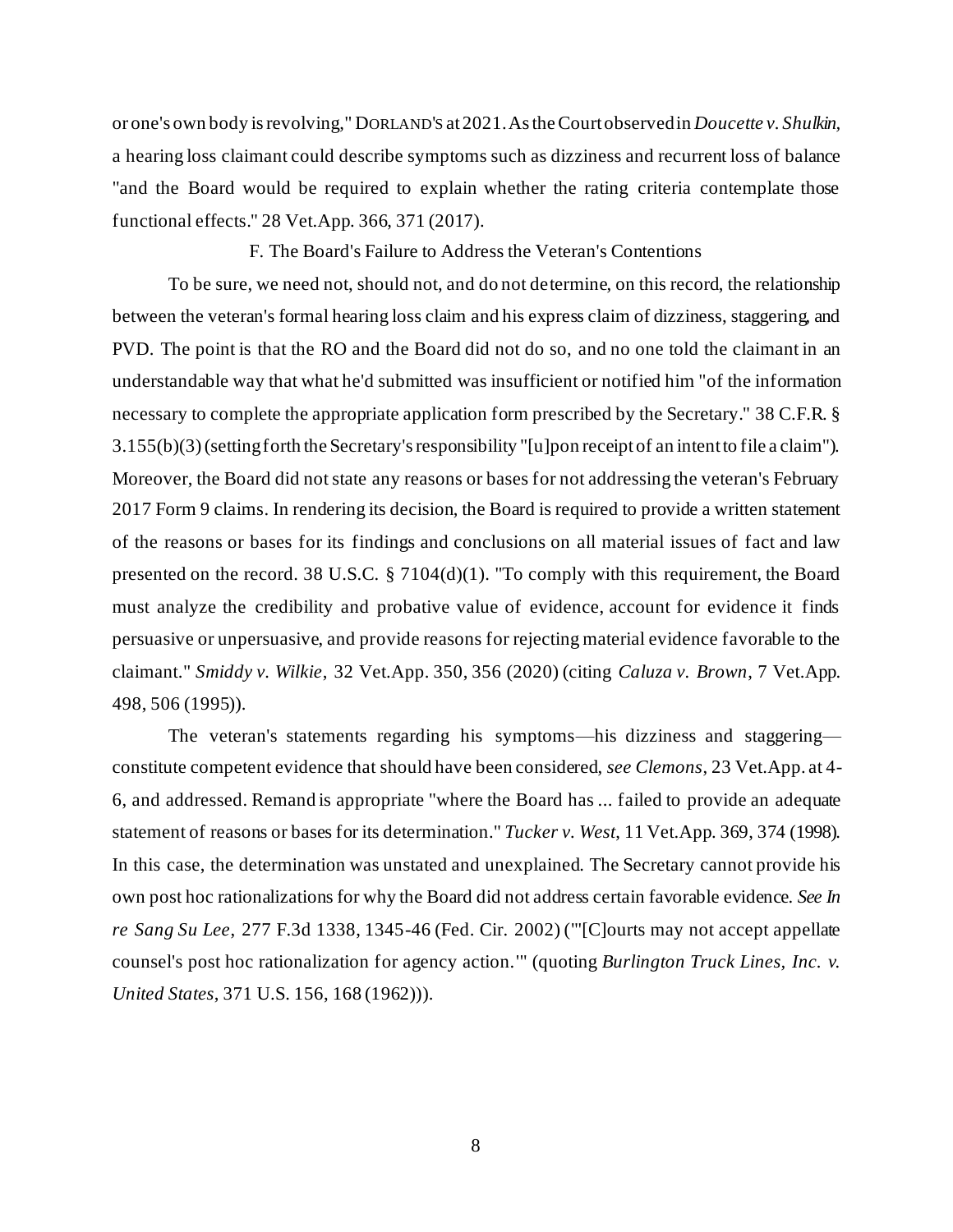or one's own body is revolving," DORLAND'S at 2021. As the Court observed in *Doucette v. Shulkin*, a hearing loss claimant could describe symptoms such as dizziness and recurrent loss of balance "and the Board would be required to explain whether the rating criteria contemplate those functional effects." 28 Vet.App. 366, 371 (2017).

F. The Board's Failure to Address the Veteran's Contentions

To be sure, we need not, should not, and do not determine, on this record, the relationship between the veteran's formal hearing loss claim and his express claim of dizziness, staggering, and PVD. The point is that the RO and the Board did not do so, and no one told the claimant in an understandable way that what he'd submitted was insufficient or notified him "of the information necessary to complete the appropriate application form prescribed by the Secretary." 38 C.F.R. § 3.155(b)(3) (setting forth the Secretary's responsibility "[u]pon receipt of an intent to file a claim"). Moreover, the Board did not state any reasons or bases for not addressing the veteran's February 2017 Form 9 claims. In rendering its decision, the Board is required to provide a written statement of the reasons or bases for its findings and conclusions on all material issues of fact and law presented on the record. 38 U.S.C. § 7104(d)(1). "To comply with this requirement, the Board must analyze the credibility and probative value of evidence, account for evidence it finds persuasive or unpersuasive, and provide reasons for rejecting material evidence favorable to the claimant." *Smiddy v. Wilkie*, 32 Vet.App. 350, 356 (2020) (citing *Caluza v. Brown*, 7 Vet.App. 498, 506 (1995)).

The veteran's statements regarding his symptoms—his dizziness and staggering—constitute competent evidence that should have been considered, *see Clemons*, 23 Vet.App. at 4-6, and addressed. Remand is appropriate "where the Board has ... failed to provide an adequate statement of reasons or bases for its determination." *Tucker v. West*, 11 Vet.App. 369, 374 (1998). In this case, the determination was unstated and unexplained. The Secretary cannot provide his own post hoc rationalizations for why the Board did not address certain favorable evidence. *See In re Sang Su Lee*, 277 F.3d 1338, 1345-46 (Fed. Cir. 2002) ("'[C]ourts may not accept appellate counsel's post hoc rationalization for agency action.'" (quoting *Burlington Truck Lines, Inc. v. United States*, 371 U.S. 156, 168 (1962))).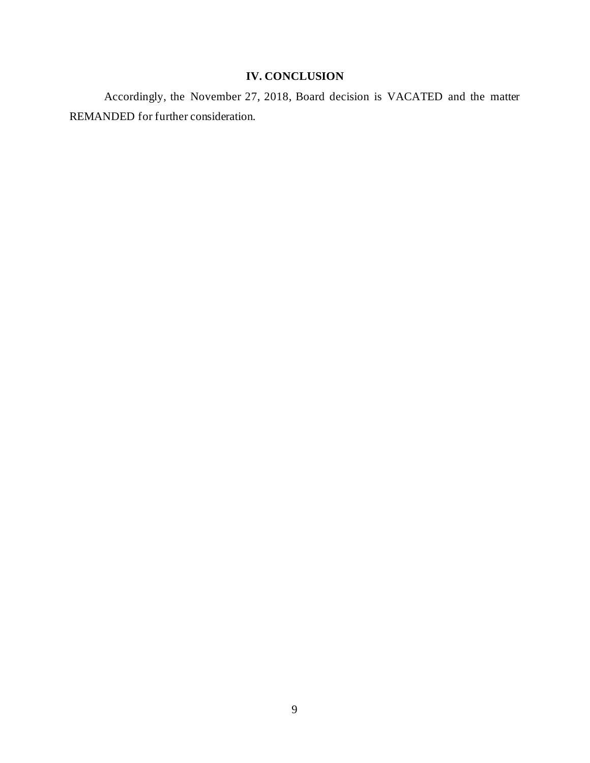## IV. CONCLUSION

Accordingly, the November 27, 2018, Board decision is VACATED and the matter REMANDED for further consideration.